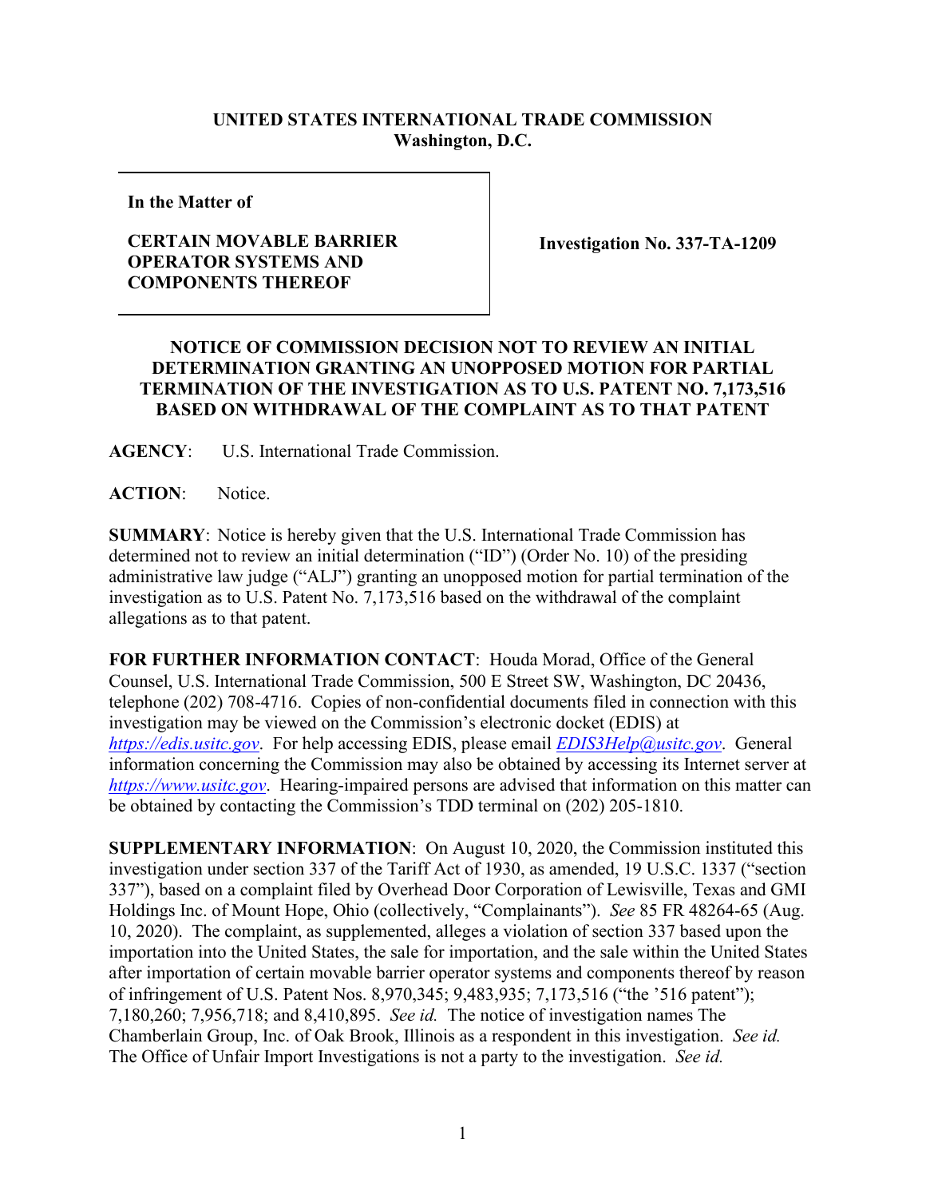**UNITED STATES INTERNATIONAL TRADE COMMISSION**
**Washington, D.C.**

| | |
|---|---|
| **In the Matter of**<br><br>**CERTAIN MOVABLE BARRIER OPERATOR SYSTEMS AND COMPONENTS THEREOF** | **Investigation No. 337-TA-1209** |

**NOTICE OF COMMISSION DECISION NOT TO REVIEW AN INITIAL DETERMINATION GRANTING AN UNOPPOSED MOTION FOR PARTIAL TERMINATION OF THE INVESTIGATION AS TO U.S. PATENT NO. 7,173,516 BASED ON WITHDRAWAL OF THE COMPLAINT AS TO THAT PATENT**

**AGENCY**: U.S. International Trade Commission.

**ACTION**: Notice.

**SUMMARY**: Notice is hereby given that the U.S. International Trade Commission has determined not to review an initial determination ("ID") (Order No. 10) of the presiding administrative law judge ("ALJ") granting an unopposed motion for partial termination of the investigation as to U.S. Patent No. 7,173,516 based on the withdrawal of the complaint allegations as to that patent.

**FOR FURTHER INFORMATION CONTACT**: Houda Morad, Office of the General Counsel, U.S. International Trade Commission, 500 E Street SW, Washington, DC 20436, telephone (202) 708-4716. Copies of non-confidential documents filed in connection with this investigation may be viewed on the Commission's electronic docket (EDIS) at *https://edis.usitc.gov*. For help accessing EDIS, please email *EDIS3Help@usitc.gov*. General information concerning the Commission may also be obtained by accessing its Internet server at *https://www.usitc.gov*. Hearing-impaired persons are advised that information on this matter can be obtained by contacting the Commission's TDD terminal on (202) 205-1810.

**SUPPLEMENTARY INFORMATION**: On August 10, 2020, the Commission instituted this investigation under section 337 of the Tariff Act of 1930, as amended, 19 U.S.C. 1337 ("section 337"), based on a complaint filed by Overhead Door Corporation of Lewisville, Texas and GMI Holdings Inc. of Mount Hope, Ohio (collectively, "Complainants"). *See* 85 FR 48264-65 (Aug. 10, 2020). The complaint, as supplemented, alleges a violation of section 337 based upon the importation into the United States, the sale for importation, and the sale within the United States after importation of certain movable barrier operator systems and components thereof by reason of infringement of U.S. Patent Nos. 8,970,345; 9,483,935; 7,173,516 ("the '516 patent"); 7,180,260; 7,956,718; and 8,410,895. *See id.* The notice of investigation names The Chamberlain Group, Inc. of Oak Brook, Illinois as a respondent in this investigation. *See id.* The Office of Unfair Import Investigations is not a party to the investigation. *See id.*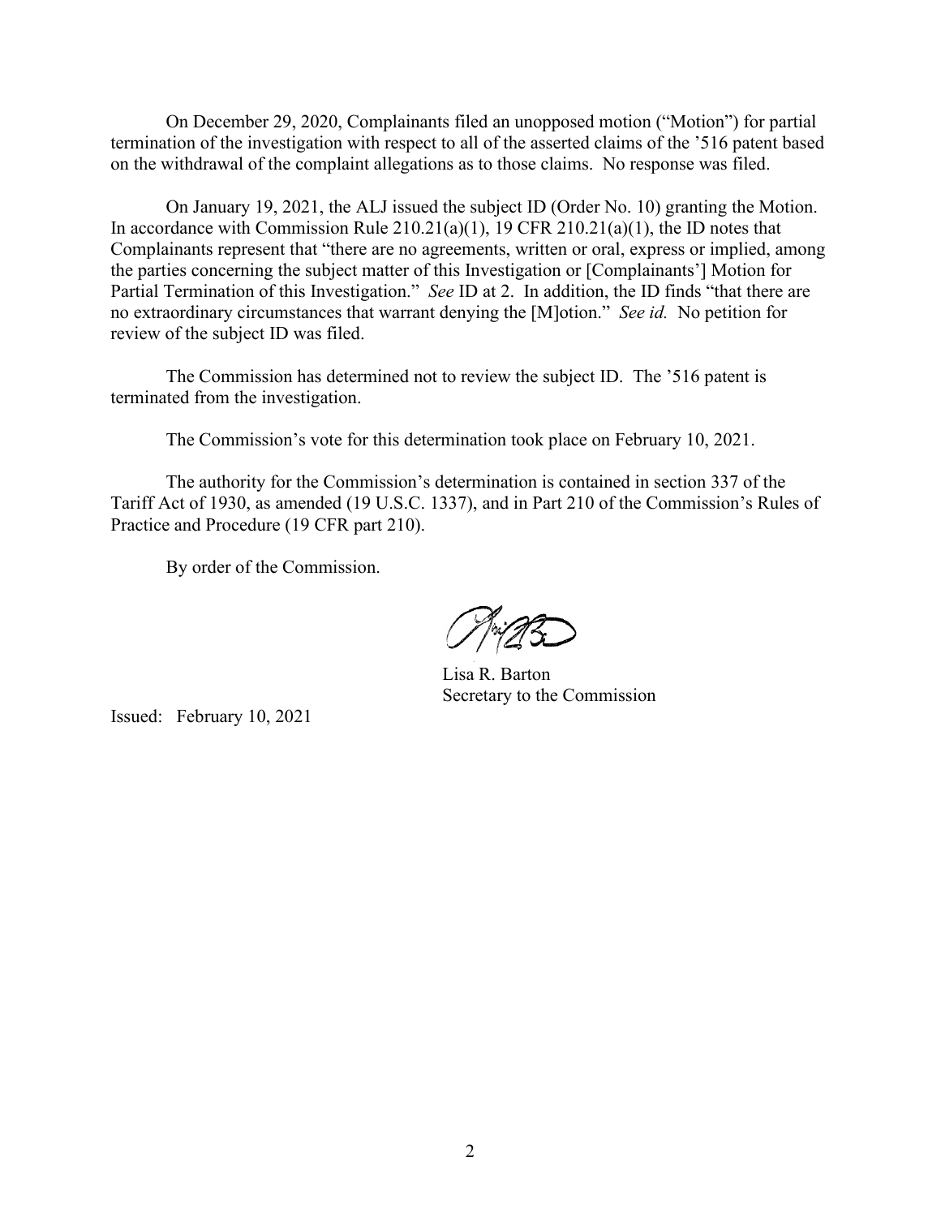On December 29, 2020, Complainants filed an unopposed motion ("Motion") for partial termination of the investigation with respect to all of the asserted claims of the '516 patent based on the withdrawal of the complaint allegations as to those claims. No response was filed.

On January 19, 2021, the ALJ issued the subject ID (Order No. 10) granting the Motion. In accordance with Commission Rule 210.21(a)(1), 19 CFR 210.21(a)(1), the ID notes that Complainants represent that "there are no agreements, written or oral, express or implied, among the parties concerning the subject matter of this Investigation or [Complainants'] Motion for Partial Termination of this Investigation." *See* ID at 2. In addition, the ID finds "that there are no extraordinary circumstances that warrant denying the [M]otion." *See id.* No petition for review of the subject ID was filed.

The Commission has determined not to review the subject ID. The '516 patent is terminated from the investigation.

The Commission's vote for this determination took place on February 10, 2021.

The authority for the Commission's determination is contained in section 337 of the Tariff Act of 1930, as amended (19 U.S.C. 1337), and in Part 210 of the Commission's Rules of Practice and Procedure (19 CFR part 210).

By order of the Commission.

Lisa R. Barton
Secretary to the Commission

Issued: February 10, 2021